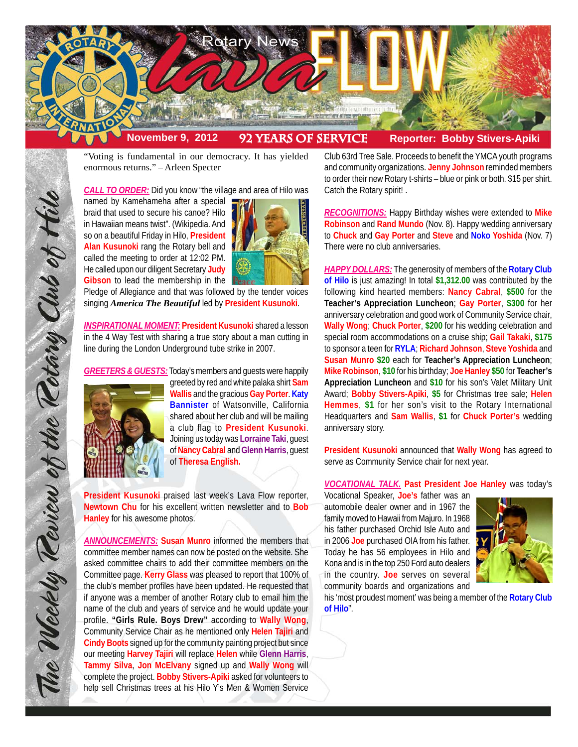# Rotary News lava FLOW

**November 9, 2012** — **92 YEARS OF SERVICE** — **Reporter: Bobby Stivers-Apiki**

*The Weekly Review of the Rotary Club of Hilo*

"Voting is fundamental in our democracy. It has yielded enormous returns." – Arleen Specter

**CALL TO ORDER:** Did you know "the village and area of Hilo was named by Kamehameha after a special braid that used to secure his canoe? Hilo in Hawaiian means twist". (Wikipedia. And so on a beautiful Friday in Hilo, **President Alan Kusunoki** rang the Rotary bell and called the meeting to order at 12:02 PM. He called upon our diligent Secretary **Judy Gibson** to lead the membership in the Pledge of Allegiance and that was followed by the tender voices singing ***America The Beautiful*** led by **President Kusunoki**.

**INSPIRATIONAL MOMENT: President Kusunoki** shared a lesson in the 4 Way Test with sharing a true story about a man cutting in line during the London Underground tube strike in 2007.

**GREETERS & GUESTS:** Today's members and guests were happily greeted by red and white palaka shirt **Sam Wallis** and the gracious **Gay Porter**. **Katy Bannister** of Watsonville, California shared about her club and will be mailing a club flag to **President Kusunoki**. Joining us today was **Lorraine Taki**, guest of **Nancy Cabral** and **Glenn Harris**, guest of **Theresa English.**

**President Kusunoki** praised last week's Lava Flow reporter, **Newtown Chu** for his excellent written newsletter and to **Bob Hanley** for his awesome photos.

**ANNOUNCEMENTS: Susan Munro** informed the members that committee member names can now be posted on the website. She asked committee chairs to add their committee members on the Committee page. **Kerry Glass** was pleased to report that 100% of the club's member profiles have been updated. He requested that if anyone was a member of another Rotary club to email him the name of the club and years of service and he would update your profile. **"Girls Rule. Boys Drew"** according to **Wally Wong**, Community Service Chair as he mentioned only **Helen Tajiri** and **Cindy Boots** signed up for the community painting project but since our meeting **Harvey Tajiri** will replace **Helen** while **Glenn Harris**, **Tammy Silva**, **Jon McElvany** signed up and **Wally Wong** will complete the project. **Bobby Stivers-Apiki** asked for volunteers to help sell Christmas trees at his Hilo Y's Men & Women Service Club 63rd Tree Sale. Proceeds to benefit the YMCA youth programs and community organizations. **Jenny Johnson** reminded members to order their new Rotary t-shirts – blue or pink or both. $15 per shirt. Catch the Rotary spirit! .

**RECOGNITIONS:** Happy Birthday wishes were extended to **Mike Robinson** and **Rand Mundo** (Nov. 8). Happy wedding anniversary to **Chuck** and **Gay Porter** and **Steve** and **Noko Yoshida** (Nov. 7) There were no club anniversaries.

**HAPPY DOLLARS:** The generosity of members of the **Rotary Club of Hilo** is just amazing! In total **$1,312.00** was contributed by the following kind hearted members: **Nancy Cabral**, **$500** for the **Teacher's Appreciation Luncheon**; **Gay Porter**, **$300** for her anniversary celebration and good work of Community Service chair, **Wally Wong**; **Chuck Porter**, **$200** for his wedding celebration and special room accommodations on a cruise ship; **Gail Takaki**, **$175** to sponsor a teen for **RYLA**; **Richard Johnson**, **Steve Yoshida** and **Susan Munro** **$20** each for **Teacher's Appreciation Luncheon**; **Mike Robinson**, **$10** for his birthday; **Joe Hanley** **$50** for **Teacher's Appreciation Luncheon** and **$10** for his son's Valet Military Unit Award; **Bobby Stivers-Apiki**, **$5** for Christmas tree sale; **Helen Hemmes**, **$1** for her son's visit to the Rotary International Headquarters and **Sam Wallis**, **$1** for **Chuck Porter's** wedding anniversary story.

**President Kusunoki** announced that **Wally Wong** has agreed to serve as Community Service chair for next year.

**VOCATIONAL TALK. Past President Joe Hanley** was today's Vocational Speaker, **Joe's** father was an automobile dealer owner and in 1967 the family moved to Hawaii from Majuro. In 1968 his father purchased Orchid Isle Auto and in 2006 **Joe** purchased OIA from his father. Today he has 56 employees in Hilo and Kona and is in the top 250 Ford auto dealers in the country. **Joe** serves on several community boards and organizations and his 'most proudest moment' was being a member of the **Rotary Club of Hilo**".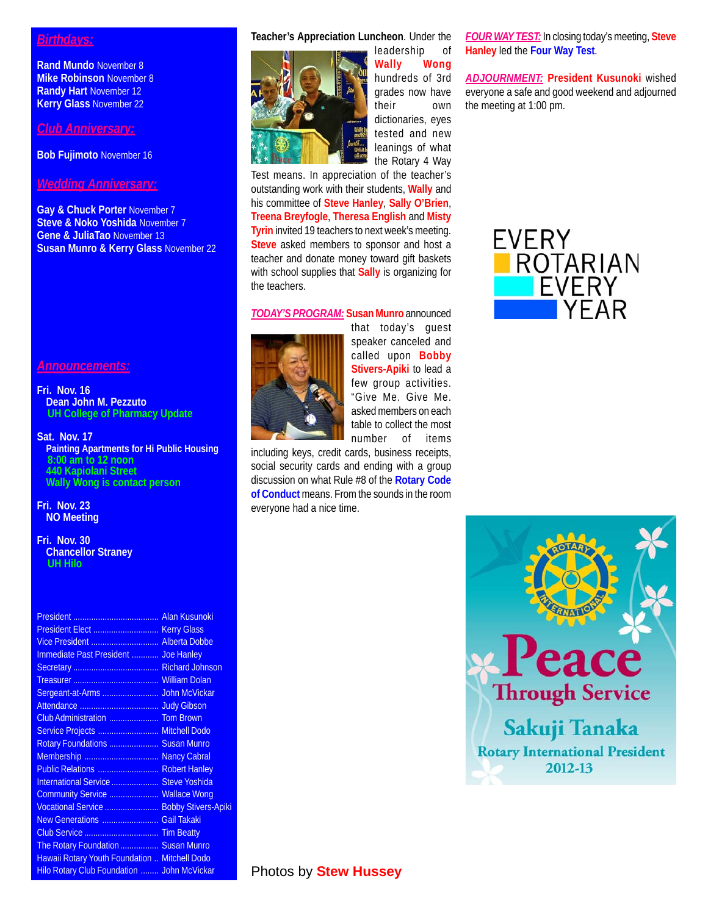## Birthdays:

**Rand Mundo** November 8
**Mike Robinson** November 8
**Randy Hart** November 12
**Kerry Glass** November 22

## Club Anniversary:

**Bob Fujimoto** November 16

## Wedding Anniversary:

**Gay & Chuck Porter** November 7
**Steve & Noko Yoshida** November 7
**Gene & JuliaTao** November 13
**Susan Munro & Kerry Glass** November 22

## Announcements:

**Fri. Nov. 16**
**Dean John M. Pezzuto**
**UH College of Pharmacy Update**

**Sat. Nov. 17**
**Painting Apartments for Hi Public Housing**
**8:00 am to 12 noon**
**440 Kapiolani Street**
**Wally Wong is contact person**

**Fri. Nov. 23**
**NO Meeting**

**Fri. Nov. 30**
**Chancellor Straney**
**UH Hilo**

| | |
|---|---|
| President | Alan Kusunoki |
| President Elect | Kerry Glass |
| Vice President | Alberta Dobbe |
| Immediate Past President | Joe Hanley |
| Secretary | Richard Johnson |
| Treasurer | William Dolan |
| Sergeant-at-Arms | John McVickar |
| Attendance | Judy Gibson |
| Club Administration | Tom Brown |
| Service Projects | Mitchell Dodo |
| Rotary Foundations | Susan Munro |
| Membership | Nancy Cabral |
| Public Relations | Robert Hanley |
| International Service | Steve Yoshida |
| Community Service | Wallace Wong |
| Vocational Service | Bobby Stivers-Apiki |
| New Generations | Gail Takaki |
| Club Service | Tim Beatty |
| The Rotary Foundation | Susan Munro |
| Hawaii Rotary Youth Foundation | Mitchell Dodo |
| Hilo Rotary Club Foundation | John McVickar |

**Teacher's Appreciation Luncheon**. Under the leadership of **Wally Wong** hundreds of 3rd grades now have their own dictionaries, eyes tested and new leanings of what the Rotary 4 Way Test means. In appreciation of the teacher's outstanding work with their students, **Wally** and his committee of **Steve Hanley**, **Sally O'Brien**, **Treena Breyfogle**, **Theresa English** and **Misty Tyrin** invited 19 teachers to next week's meeting. **Steve** asked members to sponsor and host a teacher and donate money toward gift baskets with school supplies that **Sally** is organizing for the teachers.

***TODAY'S PROGRAM:*** **Susan Munro** announced that today's guest speaker canceled and called upon **Bobby Stivers-Apiki** to lead a few group activities. "Give Me. Give Me. asked members on each table to collect the most number of items including keys, credit cards, business receipts, social security cards and ending with a group discussion on what Rule #8 of the **Rotary Code of Conduct** means. From the sounds in the room everyone had a nice time.

***FOUR WAY TEST:*** In closing today's meeting, **Steve Hanley** led the **Four Way Test**.

***ADJOURNMENT:*** **President Kusunoki** wished everyone a safe and good weekend and adjourned the meeting at 1:00 pm.

EVERY ROTARIAN EVERY YEAR

Peace Through Service
Sakuji Tanaka
Rotary International President
2012-13

Photos by **Stew Hussey**